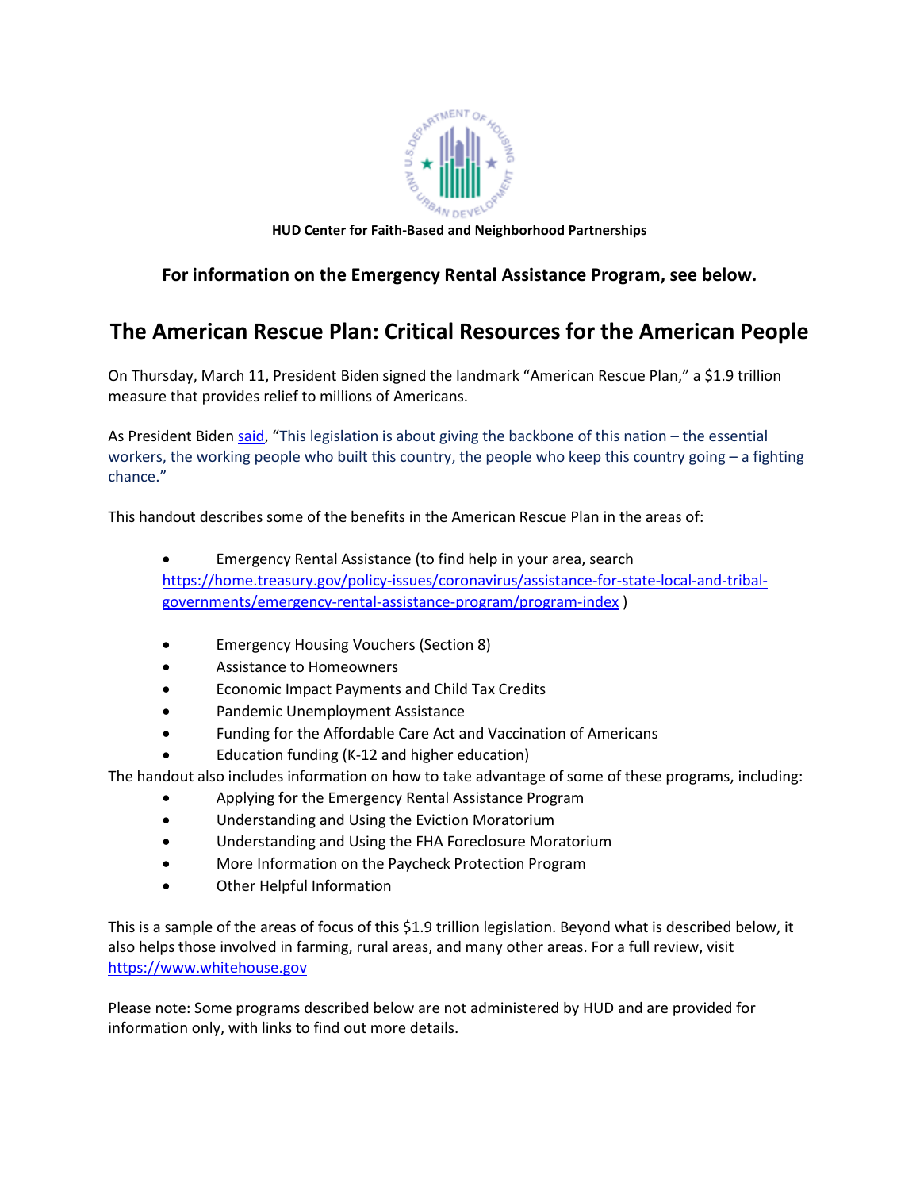**HUD Center for Faith-Based and Neighborhood Partnerships**

**For information on the Emergency Rental Assistance Program, see below.**

# The American Rescue Plan: Critical Resources for the American People

On Thursday, March 11, President Biden signed the landmark "American Rescue Plan," a $1.9 trillion measure that provides relief to millions of Americans.

As President Biden said, "This legislation is about giving the backbone of this nation – the essential workers, the working people who built this country, the people who keep this country going – a fighting chance."

This handout describes some of the benefits in the American Rescue Plan in the areas of:

- Emergency Rental Assistance (to find help in your area, search https://home.treasury.gov/policy-issues/coronavirus/assistance-for-state-local-and-tribal-governments/emergency-rental-assistance-program/program-index )
- Emergency Housing Vouchers (Section 8)
- Assistance to Homeowners
- Economic Impact Payments and Child Tax Credits
- Pandemic Unemployment Assistance
- Funding for the Affordable Care Act and Vaccination of Americans
- Education funding (K-12 and higher education)

The handout also includes information on how to take advantage of some of these programs, including:

- Applying for the Emergency Rental Assistance Program
- Understanding and Using the Eviction Moratorium
- Understanding and Using the FHA Foreclosure Moratorium
- More Information on the Paycheck Protection Program
- Other Helpful Information

This is a sample of the areas of focus of this $1.9 trillion legislation. Beyond what is described below, it also helps those involved in farming, rural areas, and many other areas. For a full review, visit https://www.whitehouse.gov

Please note: Some programs described below are not administered by HUD and are provided for information only, with links to find out more details.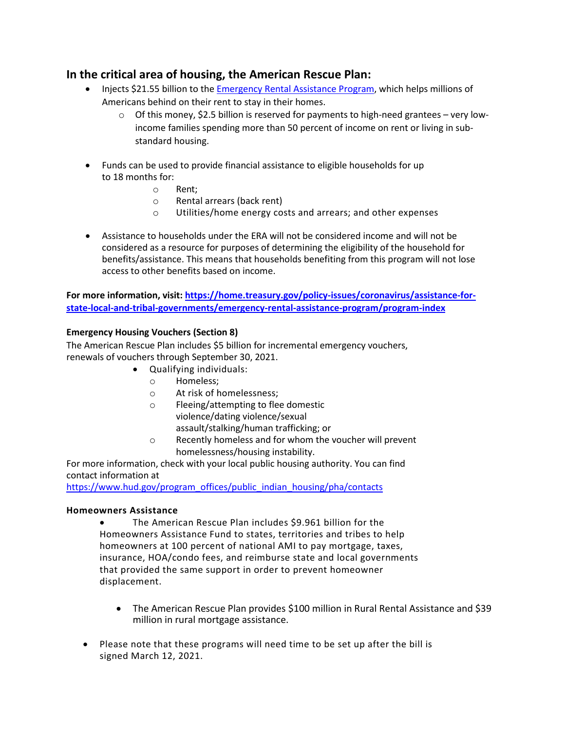## In the critical area of housing, the American Rescue Plan:

- Injects $21.55 billion to the [Emergency Rental Assistance Program](https://home.treasury.gov/policy-issues/coronavirus/assistance-for-state-local-and-tribal-governments/emergency-rental-assistance-program/program-index), which helps millions of Americans behind on their rent to stay in their homes.
  - Of this money, $2.5 billion is reserved for payments to high-need grantees – very low-income families spending more than 50 percent of income on rent or living in sub-standard housing.

- Funds can be used to provide financial assistance to eligible households for up to 18 months for:
  - Rent;
  - Rental arrears (back rent)
  - Utilities/home energy costs and arrears; and other expenses

- Assistance to households under the ERA will not be considered income and will not be considered as a resource for purposes of determining the eligibility of the household for benefits/assistance. This means that households benefiting from this program will not lose access to other benefits based on income.

**For more information, visit: https://home.treasury.gov/policy-issues/coronavirus/assistance-for-state-local-and-tribal-governments/emergency-rental-assistance-program/program-index**

**Emergency Housing Vouchers (Section 8)**

The American Rescue Plan includes $5 billion for incremental emergency vouchers, renewals of vouchers through September 30, 2021.

- Qualifying individuals:
  - Homeless;
  - At risk of homelessness;
  - Fleeing/attempting to flee domestic violence/dating violence/sexual assault/stalking/human trafficking; or
  - Recently homeless and for whom the voucher will prevent homelessness/housing instability.

For more information, check with your local public housing authority. You can find contact information at https://www.hud.gov/program_offices/public_indian_housing/pha/contacts

**Homeowners Assistance**

- The American Rescue Plan includes $9.961 billion for the Homeowners Assistance Fund to states, territories and tribes to help homeowners at 100 percent of national AMI to pay mortgage, taxes, insurance, HOA/condo fees, and reimburse state and local governments that provided the same support in order to prevent homeowner displacement.

- The American Rescue Plan provides $100 million in Rural Rental Assistance and $39 million in rural mortgage assistance.

- Please note that these programs will need time to be set up after the bill is signed March 12, 2021.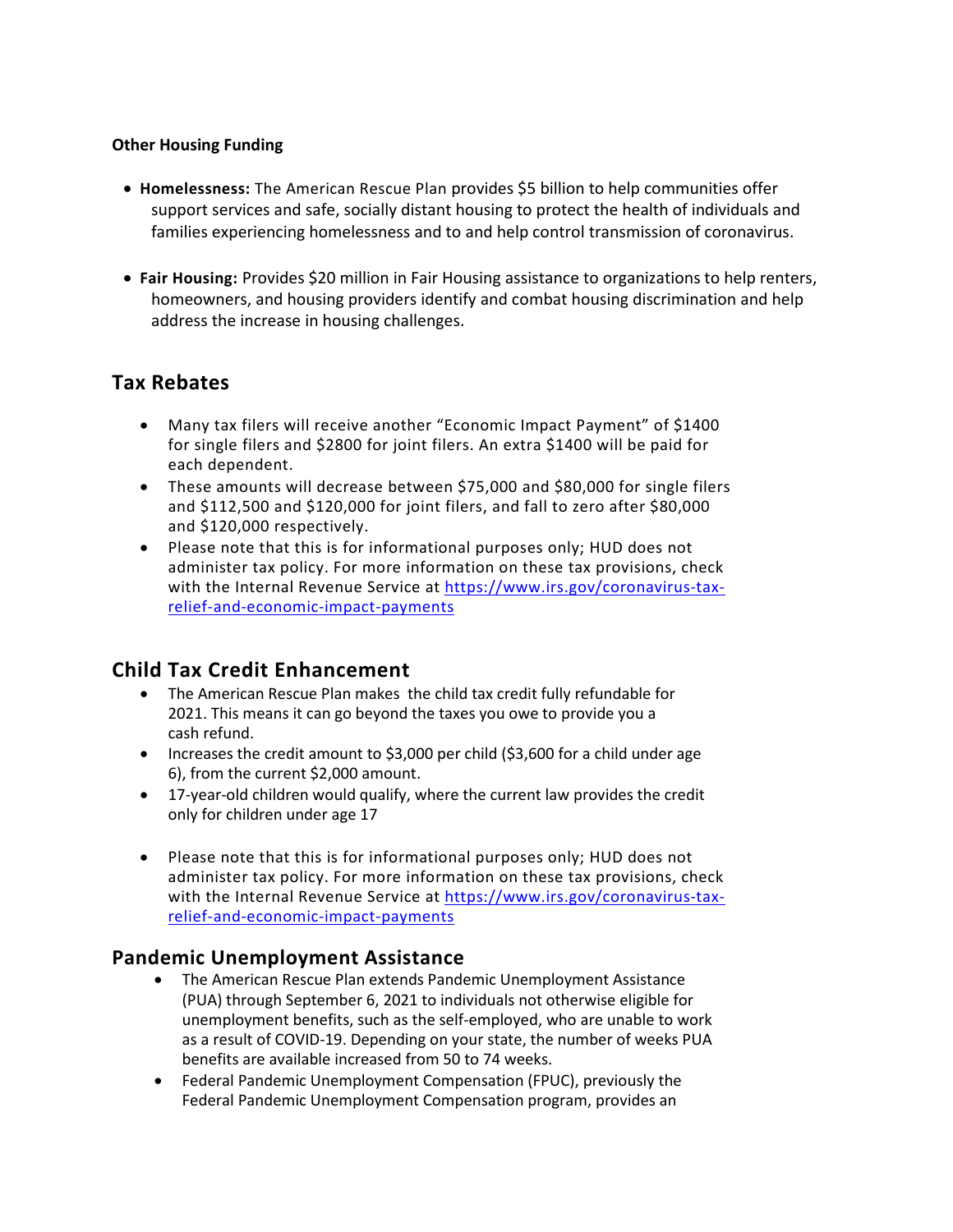**Other Housing Funding**

- **Homelessness:** The American Rescue Plan provides $5 billion to help communities offer support services and safe, socially distant housing to protect the health of individuals and families experiencing homelessness and to and help control transmission of coronavirus.

- **Fair Housing:** Provides $20 million in Fair Housing assistance to organizations to help renters, homeowners, and housing providers identify and combat housing discrimination and help address the increase in housing challenges.

## Tax Rebates

- Many tax filers will receive another "Economic Impact Payment" of $1400 for single filers and $2800 for joint filers. An extra $1400 will be paid for each dependent.
- These amounts will decrease between $75,000 and $80,000 for single filers and $112,500 and $120,000 for joint filers, and fall to zero after $80,000 and $120,000 respectively.
- Please note that this is for informational purposes only; HUD does not administer tax policy. For more information on these tax provisions, check with the Internal Revenue Service at [https://www.irs.gov/coronavirus-tax-relief-and-economic-impact-payments](https://www.irs.gov/coronavirus-tax-relief-and-economic-impact-payments)

## Child Tax Credit Enhancement

- The American Rescue Plan makes the child tax credit fully refundable for 2021. This means it can go beyond the taxes you owe to provide you a cash refund.
- Increases the credit amount to $3,000 per child ($3,600 for a child under age 6), from the current $2,000 amount.
- 17-year-old children would qualify, where the current law provides the credit only for children under age 17

- Please note that this is for informational purposes only; HUD does not administer tax policy. For more information on these tax provisions, check with the Internal Revenue Service at [https://www.irs.gov/coronavirus-tax-relief-and-economic-impact-payments](https://www.irs.gov/coronavirus-tax-relief-and-economic-impact-payments)

## Pandemic Unemployment Assistance

- The American Rescue Plan extends Pandemic Unemployment Assistance (PUA) through September 6, 2021 to individuals not otherwise eligible for unemployment benefits, such as the self-employed, who are unable to work as a result of COVID-19. Depending on your state, the number of weeks PUA benefits are available increased from 50 to 74 weeks.
- Federal Pandemic Unemployment Compensation (FPUC), previously the Federal Pandemic Unemployment Compensation program, provides an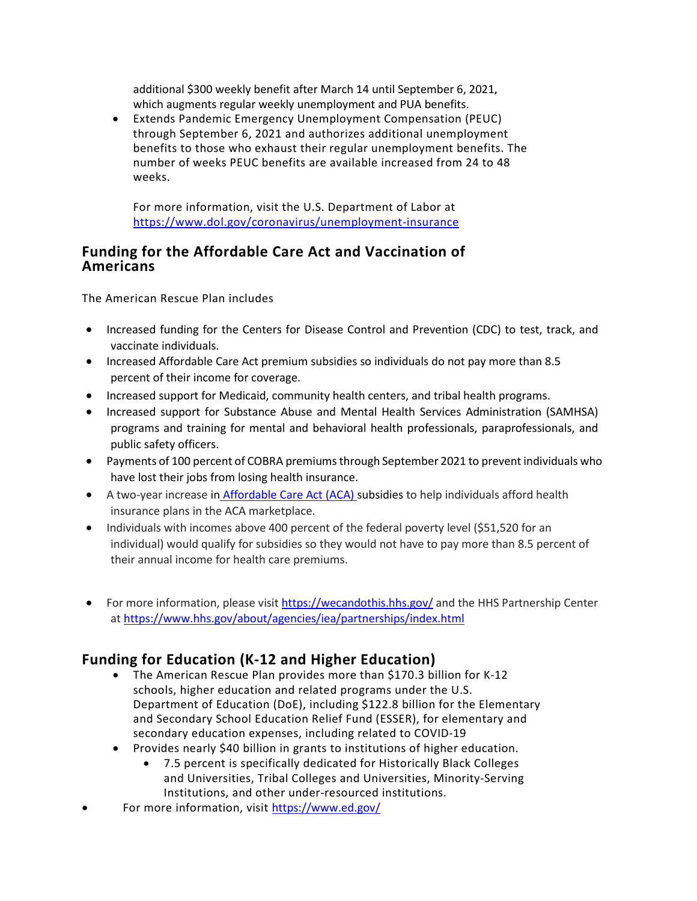additional $300 weekly benefit after March 14 until September 6, 2021, which augments regular weekly unemployment and PUA benefits.

- Extends Pandemic Emergency Unemployment Compensation (PEUC) through September 6, 2021 and authorizes additional unemployment benefits to those who exhaust their regular unemployment benefits. The number of weeks PEUC benefits are available increased from 24 to 48 weeks.

  For more information, visit the U.S. Department of Labor at https://www.dol.gov/coronavirus/unemployment-insurance

## Funding for the Affordable Care Act and Vaccination of Americans

The American Rescue Plan includes

- Increased funding for the Centers for Disease Control and Prevention (CDC) to test, track, and vaccinate individuals.
- Increased Affordable Care Act premium subsidies so individuals do not pay more than 8.5 percent of their income for coverage.
- Increased support for Medicaid, community health centers, and tribal health programs.
- Increased support for Substance Abuse and Mental Health Services Administration (SAMHSA) programs and training for mental and behavioral health professionals, paraprofessionals, and public safety officers.
- Payments of 100 percent of COBRA premiums through September 2021 to prevent individuals who have lost their jobs from losing health insurance.
- A two-year increase in Affordable Care Act (ACA) subsidies to help individuals afford health insurance plans in the ACA marketplace.
- Individuals with incomes above 400 percent of the federal poverty level ($51,520 for an individual) would qualify for subsidies so they would not have to pay more than 8.5 percent of their annual income for health care premiums.

- For more information, please visit https://wecandothis.hhs.gov/ and the HHS Partnership Center at https://www.hhs.gov/about/agencies/iea/partnerships/index.html

## Funding for Education (K-12 and Higher Education)

- The American Rescue Plan provides more than $170.3 billion for K-12 schools, higher education and related programs under the U.S. Department of Education (DoE), including $122.8 billion for the Elementary and Secondary School Education Relief Fund (ESSER), for elementary and secondary education expenses, including related to COVID-19
- Provides nearly $40 billion in grants to institutions of higher education.
  - 7.5 percent is specifically dedicated for Historically Black Colleges and Universities, Tribal Colleges and Universities, Minority-Serving Institutions, and other under-resourced institutions.
- For more information, visit https://www.ed.gov/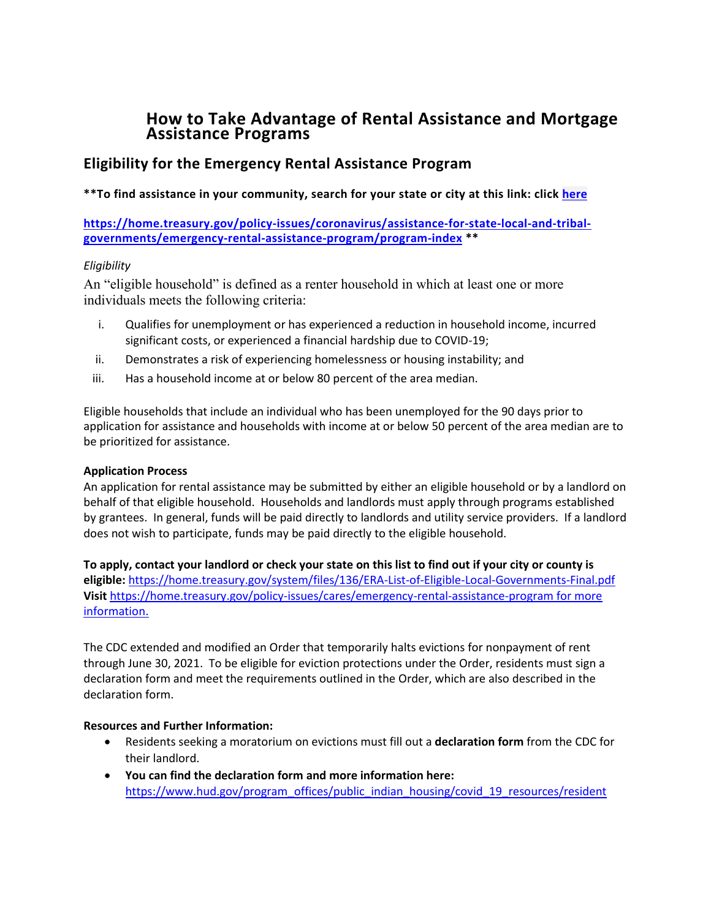# How to Take Advantage of Rental Assistance and Mortgage Assistance Programs

## Eligibility for the Emergency Rental Assistance Program

**\*\*To find assistance in your community, search for your state or city at this link: click [here](https://home.treasury.gov/policy-issues/coronavirus/assistance-for-state-local-and-tribal-governments/emergency-rental-assistance-program/program-index)**

**[https://home.treasury.gov/policy-issues/coronavirus/assistance-for-state-local-and-tribal-governments/emergency-rental-assistance-program/program-index](https://home.treasury.gov/policy-issues/coronavirus/assistance-for-state-local-and-tribal-governments/emergency-rental-assistance-program/program-index) \*\***

*Eligibility*

An "eligible household" is defined as a renter household in which at least one or more individuals meets the following criteria:

i. Qualifies for unemployment or has experienced a reduction in household income, incurred significant costs, or experienced a financial hardship due to COVID-19;
ii. Demonstrates a risk of experiencing homelessness or housing instability; and
iii. Has a household income at or below 80 percent of the area median.

Eligible households that include an individual who has been unemployed for the 90 days prior to application for assistance and households with income at or below 50 percent of the area median are to be prioritized for assistance.

**Application Process**

An application for rental assistance may be submitted by either an eligible household or by a landlord on behalf of that eligible household. Households and landlords must apply through programs established by grantees. In general, funds will be paid directly to landlords and utility service providers. If a landlord does not wish to participate, funds may be paid directly to the eligible household.

**To apply, contact your landlord or check your state on this list to find out if your city or county is eligible:** [https://home.treasury.gov/system/files/136/ERA-List-of-Eligible-Local-Governments-Final.pdf](https://home.treasury.gov/system/files/136/ERA-List-of-Eligible-Local-Governments-Final.pdf)
**Visit** [https://home.treasury.gov/policy-issues/cares/emergency-rental-assistance-program for more information.](https://home.treasury.gov/policy-issues/cares/emergency-rental-assistance-program)

The CDC extended and modified an Order that temporarily halts evictions for nonpayment of rent through June 30, 2021. To be eligible for eviction protections under the Order, residents must sign a declaration form and meet the requirements outlined in the Order, which are also described in the declaration form.

**Resources and Further Information:**

- Residents seeking a moratorium on evictions must fill out a **declaration form** from the CDC for their landlord.
- **You can find the declaration form and more information here:** [https://www.hud.gov/program_offices/public_indian_housing/covid_19_resources/resident](https://www.hud.gov/program_offices/public_indian_housing/covid_19_resources/resident)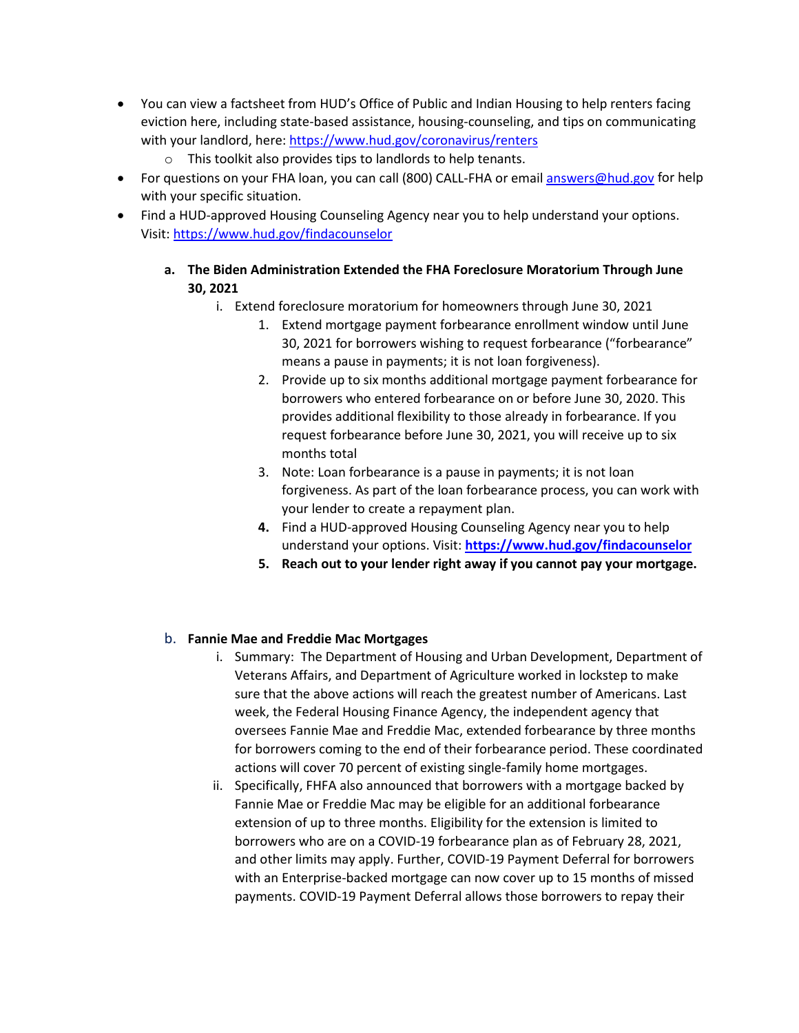- You can view a factsheet from HUD's Office of Public and Indian Housing to help renters facing eviction here, including state-based assistance, housing-counseling, and tips on communicating with your landlord, here: https://www.hud.gov/coronavirus/renters
  - This toolkit also provides tips to landlords to help tenants.
- For questions on your FHA loan, you can call (800) CALL-FHA or email answers@hud.gov for help with your specific situation.
- Find a HUD-approved Housing Counseling Agency near you to help understand your options. Visit: https://www.hud.gov/findacounselor

**a. The Biden Administration Extended the FHA Foreclosure Moratorium Through June 30, 2021**

i. Extend foreclosure moratorium for homeowners through June 30, 2021

1. Extend mortgage payment forbearance enrollment window until June 30, 2021 for borrowers wishing to request forbearance ("forbearance" means a pause in payments; it is not loan forgiveness).
2. Provide up to six months additional mortgage payment forbearance for borrowers who entered forbearance on or before June 30, 2020. This provides additional flexibility to those already in forbearance. If you request forbearance before June 30, 2021, you will receive up to six months total
3. Note: Loan forbearance is a pause in payments; it is not loan forgiveness. As part of the loan forbearance process, you can work with your lender to create a repayment plan.
4. Find a HUD-approved Housing Counseling Agency near you to help understand your options. Visit: **https://www.hud.gov/findacounselor**
5. **Reach out to your lender right away if you cannot pay your mortgage.**

**b. Fannie Mae and Freddie Mac Mortgages**

i. Summary: The Department of Housing and Urban Development, Department of Veterans Affairs, and Department of Agriculture worked in lockstep to make sure that the above actions will reach the greatest number of Americans. Last week, the Federal Housing Finance Agency, the independent agency that oversees Fannie Mae and Freddie Mac, extended forbearance by three months for borrowers coming to the end of their forbearance period. These coordinated actions will cover 70 percent of existing single-family home mortgages.

ii. Specifically, FHFA also announced that borrowers with a mortgage backed by Fannie Mae or Freddie Mac may be eligible for an additional forbearance extension of up to three months. Eligibility for the extension is limited to borrowers who are on a COVID-19 forbearance plan as of February 28, 2021, and other limits may apply. Further, COVID-19 Payment Deferral for borrowers with an Enterprise-backed mortgage can now cover up to 15 months of missed payments. COVID-19 Payment Deferral allows those borrowers to repay their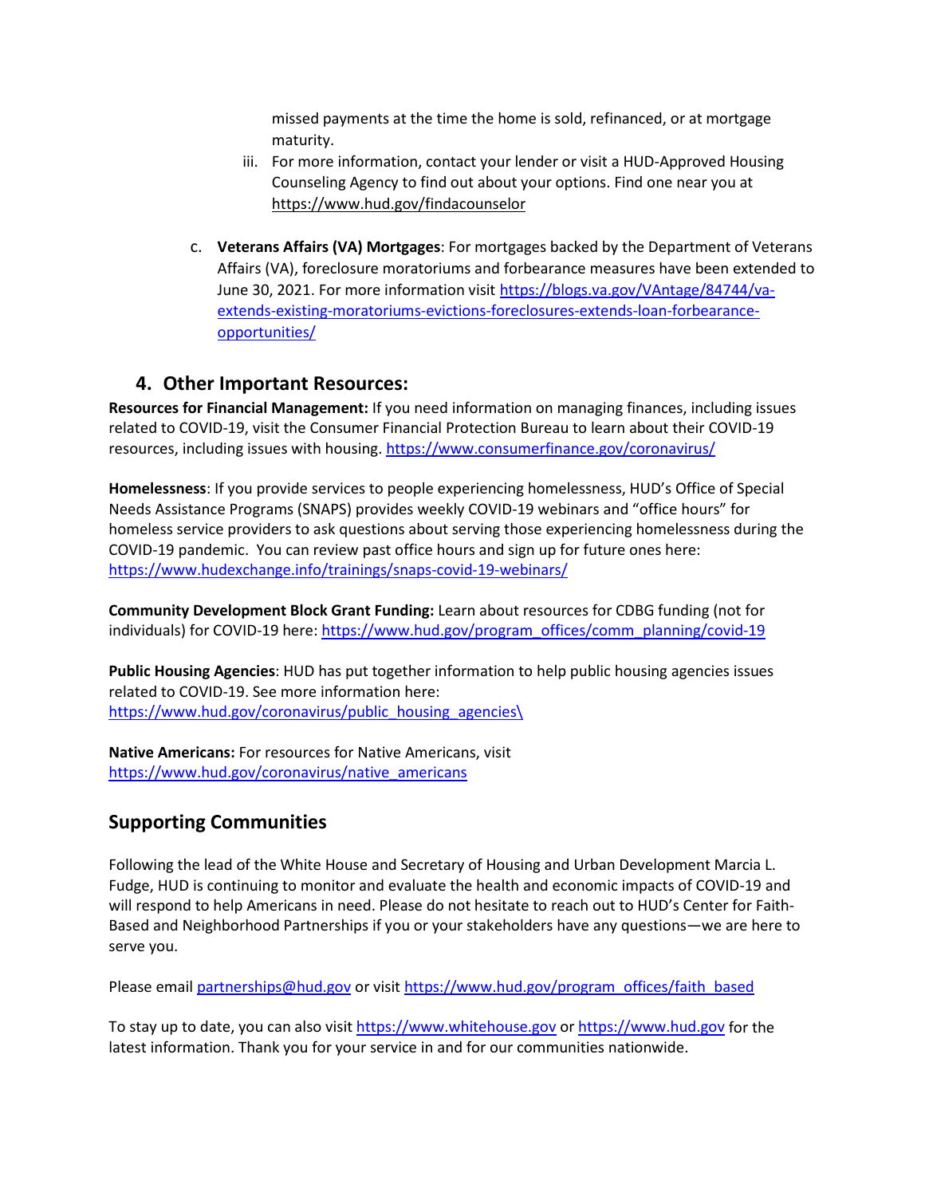missed payments at the time the home is sold, refinanced, or at mortgage maturity.

iii. For more information, contact your lender or visit a HUD-Approved Housing Counseling Agency to find out about your options. Find one near you at https://www.hud.gov/findacounselor

c. **Veterans Affairs (VA) Mortgages**: For mortgages backed by the Department of Veterans Affairs (VA), foreclosure moratoriums and forbearance measures have been extended to June 30, 2021. For more information visit https://blogs.va.gov/VAntage/84744/va-extends-existing-moratoriums-evictions-foreclosures-extends-loan-forbearance-opportunities/

## 4. Other Important Resources:

**Resources for Financial Management:** If you need information on managing finances, including issues related to COVID-19, visit the Consumer Financial Protection Bureau to learn about their COVID-19 resources, including issues with housing. https://www.consumerfinance.gov/coronavirus/

**Homelessness**: If you provide services to people experiencing homelessness, HUD's Office of Special Needs Assistance Programs (SNAPS) provides weekly COVID-19 webinars and "office hours" for homeless service providers to ask questions about serving those experiencing homelessness during the COVID-19 pandemic. You can review past office hours and sign up for future ones here: https://www.hudexchange.info/trainings/snaps-covid-19-webinars/

**Community Development Block Grant Funding:** Learn about resources for CDBG funding (not for individuals) for COVID-19 here: https://www.hud.gov/program_offices/comm_planning/covid-19

**Public Housing Agencies**: HUD has put together information to help public housing agencies issues related to COVID-19. See more information here: https://www.hud.gov/coronavirus/public_housing_agencies\

**Native Americans:** For resources for Native Americans, visit https://www.hud.gov/coronavirus/native_americans

## Supporting Communities

Following the lead of the White House and Secretary of Housing and Urban Development Marcia L. Fudge, HUD is continuing to monitor and evaluate the health and economic impacts of COVID-19 and will respond to help Americans in need. Please do not hesitate to reach out to HUD's Center for Faith-Based and Neighborhood Partnerships if you or your stakeholders have any questions—we are here to serve you.

Please email partnerships@hud.gov or visit https://www.hud.gov/program_offices/faith_based

To stay up to date, you can also visit https://www.whitehouse.gov or https://www.hud.gov for the latest information. Thank you for your service in and for our communities nationwide.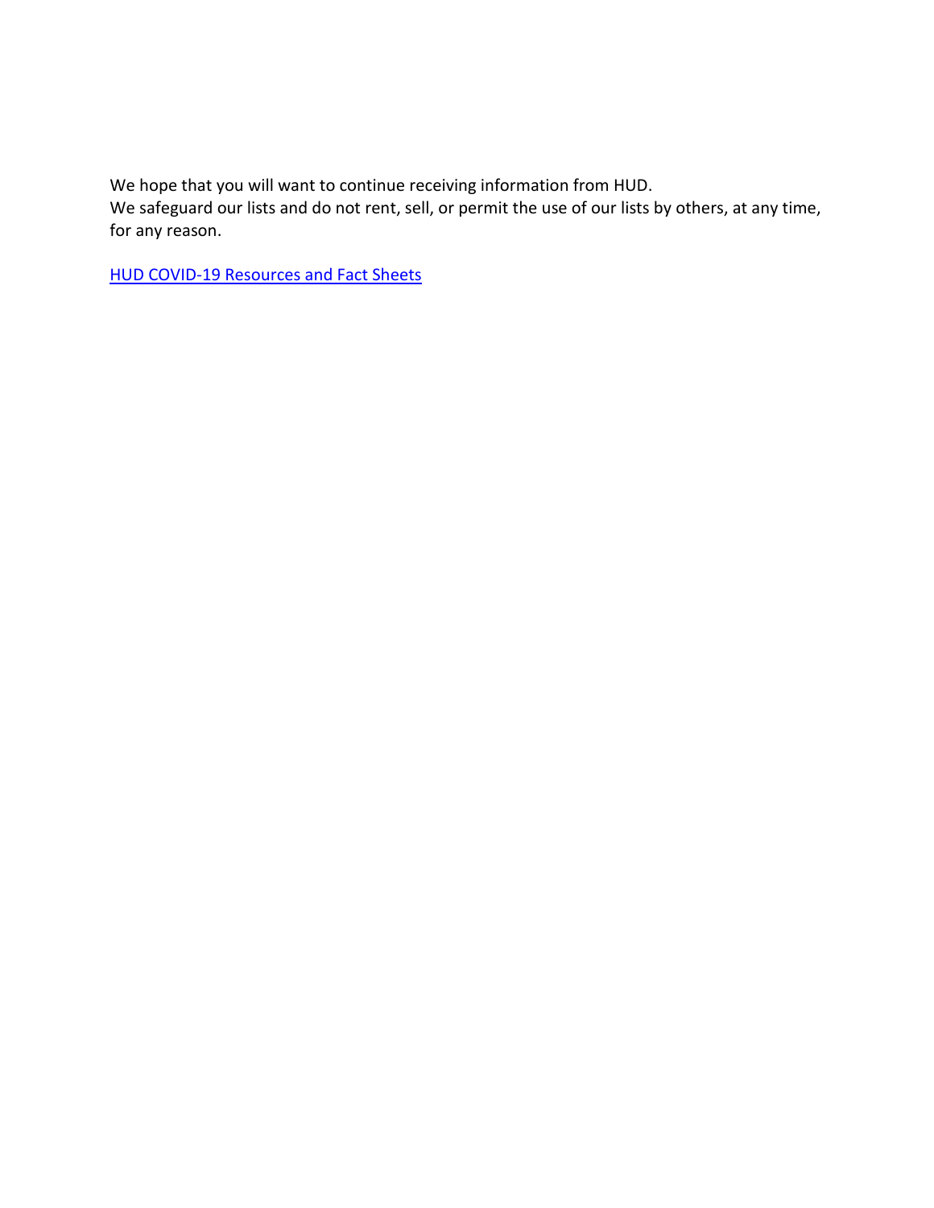We hope that you will want to continue receiving information from HUD.
We safeguard our lists and do not rent, sell, or permit the use of our lists by others, at any time, for any reason.

HUD COVID-19 Resources and Fact Sheets